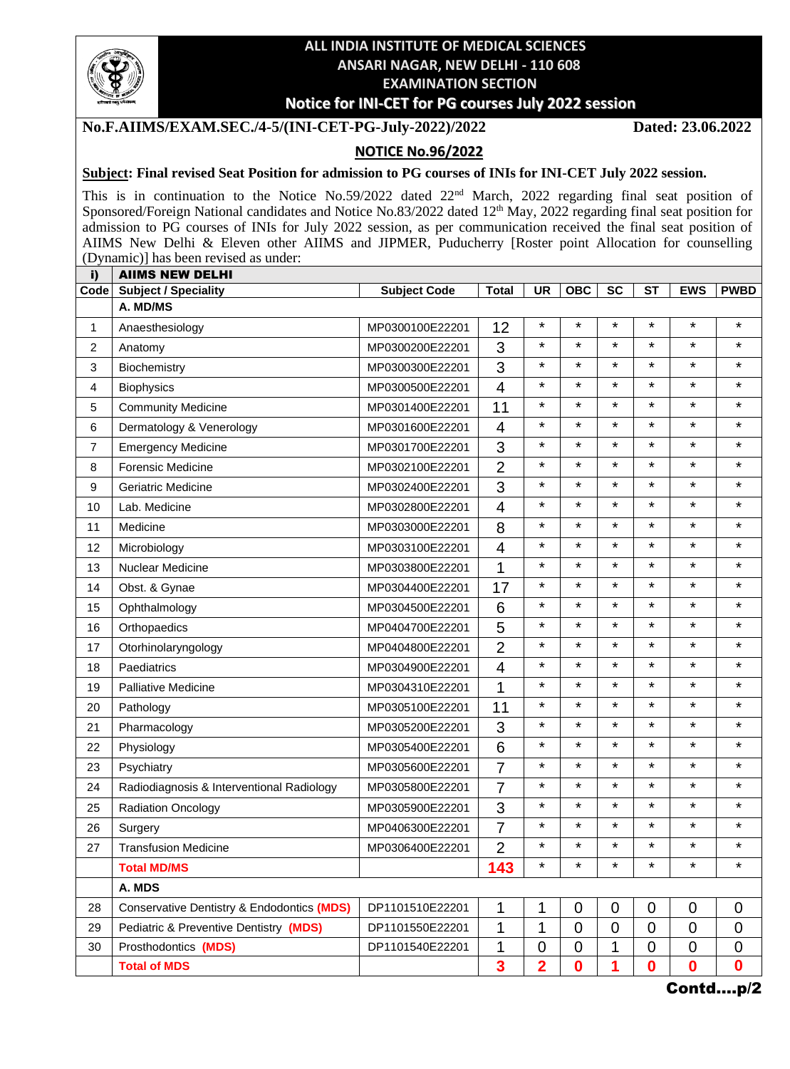# ALL INDIA INSTITUTE OF MEDICAL SCIENCES
## ANSARI NAGAR, NEW DELHI - 110 608
## EXAMINATION SECTION
## Notice for INI-CET for PG courses July 2022 session

**No.F.AIIMS/EXAM.SEC./4-5/(INI-CET-PG-July-2022)/2022** **Dated: 23.06.2022**

**NOTICE No.96/2022**

**Subject: Final revised Seat Position for admission to PG courses of INIs for INI-CET July 2022 session.**

This is in continuation to the Notice No.59/2022 dated 22nd March, 2022 regarding final seat position of Sponsored/Foreign National candidates and Notice No.83/2022 dated 12th May, 2022 regarding final seat position for admission to PG courses of INIs for July 2022 session, as per communication received the final seat position of AIIMS New Delhi & Eleven other AIIMS and JIPMER, Puducherry [Roster point Allocation for counselling (Dynamic)] has been revised as under:

| i) | AIIMS NEW DELHI | | | | | | | | |
|---|---|---|---|---|---|---|---|---|---|
| Code | Subject / Speciality | Subject Code | Total | UR | OBC | SC | ST | EWS | PWBD |
| | A. MD/MS | | | | | | | | |
| 1 | Anaesthesiology | MP0300100E22201 | 12 | * | * | * | * | * | * |
| 2 | Anatomy | MP0300200E22201 | 3 | * | * | * | * | * | * |
| 3 | Biochemistry | MP0300300E22201 | 3 | * | * | * | * | * | * |
| 4 | Biophysics | MP0300500E22201 | 4 | * | * | * | * | * | * |
| 5 | Community Medicine | MP0301400E22201 | 11 | * | * | * | * | * | * |
| 6 | Dermatology & Venerology | MP0301600E22201 | 4 | * | * | * | * | * | * |
| 7 | Emergency Medicine | MP0301700E22201 | 3 | * | * | * | * | * | * |
| 8 | Forensic Medicine | MP0302100E22201 | 2 | * | * | * | * | * | * |
| 9 | Geriatric Medicine | MP0302400E22201 | 3 | * | * | * | * | * | * |
| 10 | Lab. Medicine | MP0302800E22201 | 4 | * | * | * | * | * | * |
| 11 | Medicine | MP0303000E22201 | 8 | * | * | * | * | * | * |
| 12 | Microbiology | MP0303100E22201 | 4 | * | * | * | * | * | * |
| 13 | Nuclear Medicine | MP0303800E22201 | 1 | * | * | * | * | * | * |
| 14 | Obst. & Gynae | MP0304400E22201 | 17 | * | * | * | * | * | * |
| 15 | Ophthalmology | MP0304500E22201 | 6 | * | * | * | * | * | * |
| 16 | Orthopaedics | MP0404700E22201 | 5 | * | * | * | * | * | * |
| 17 | Otorhinolaryngology | MP0404800E22201 | 2 | * | * | * | * | * | * |
| 18 | Paediatrics | MP0304900E22201 | 4 | * | * | * | * | * | * |
| 19 | Palliative Medicine | MP0304310E22201 | 1 | * | * | * | * | * | * |
| 20 | Pathology | MP0305100E22201 | 11 | * | * | * | * | * | * |
| 21 | Pharmacology | MP0305200E22201 | 3 | * | * | * | * | * | * |
| 22 | Physiology | MP0305400E22201 | 6 | * | * | * | * | * | * |
| 23 | Psychiatry | MP0305600E22201 | 7 | * | * | * | * | * | * |
| 24 | Radiodiagnosis & Interventional Radiology | MP0305800E22201 | 7 | * | * | * | * | * | * |
| 25 | Radiation Oncology | MP0305900E22201 | 3 | * | * | * | * | * | * |
| 26 | Surgery | MP0406300E22201 | 7 | * | * | * | * | * | * |
| 27 | Transfusion Medicine | MP0306400E22201 | 2 | * | * | * | * | * | * |
| | **Total MD/MS** | | **143** | * | * | * | * | * | * |
| | A. MDS | | | | | | | | |
| 28 | Conservative Dentistry & Endodontics **(MDS)** | DP1101510E22201 | 1 | 1 | 0 | 0 | 0 | 0 | 0 |
| 29 | Pediatric & Preventive Dentistry **(MDS)** | DP1101550E22201 | 1 | 1 | 0 | 0 | 0 | 0 | 0 |
| 30 | Prosthodontics **(MDS)** | DP1101540E22201 | 1 | 0 | 0 | 1 | 0 | 0 | 0 |
| | **Total of MDS** | | **3** | **2** | **0** | **1** | **0** | **0** | **0** |

**Contd….p/2**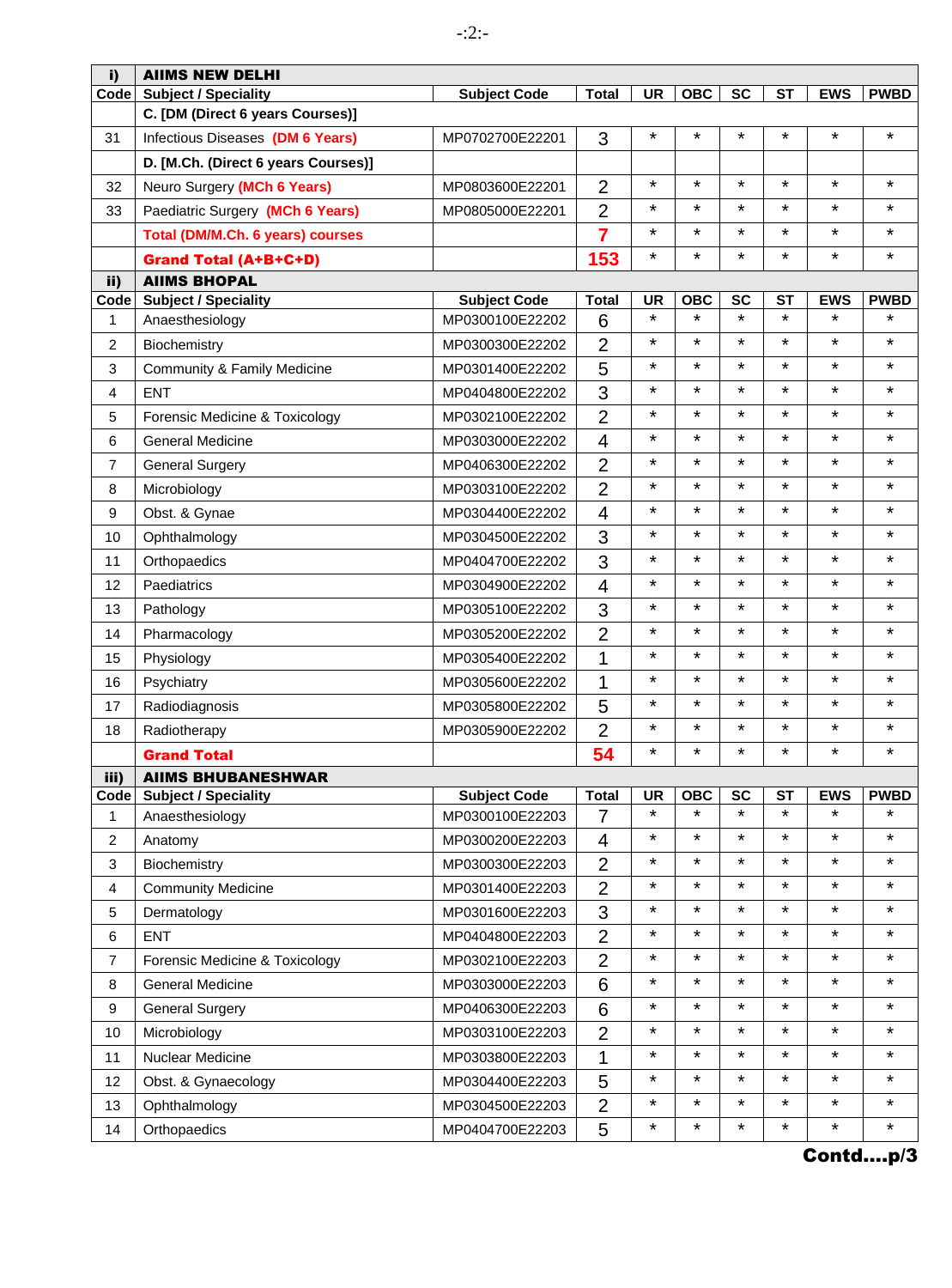| i) | AIIMS NEW DELHI | | | | | | | | |
|---|---|---|---|---|---|---|---|---|---|
| Code | Subject / Speciality | Subject Code | Total | UR | OBC | SC | ST | EWS | PWBD |
| | C. [DM (Direct 6 years Courses)] | | | | | | | | |
| 31 | Infectious Diseases **(DM 6 Years)** | MP0702700E22201 | 3 | * | * | * | * | * | * |
| | D. [M.Ch. (Direct 6 years Courses)] | | | | | | | | |
| 32 | Neuro Surgery **(MCh 6 Years)** | MP0803600E22201 | 2 | * | * | * | * | * | * |
| 33 | Paediatric Surgery **(MCh 6 Years)** | MP0805000E22201 | 2 | * | * | * | * | * | * |
| | **Total (DM/M.Ch. 6 years) courses** | | **7** | * | * | * | * | * | * |
| | **Grand Total (A+B+C+D)** | | **153** | * | * | * | * | * | * |

| ii) | AIIMS BHOPAL | | | | | | | | |
|---|---|---|---|---|---|---|---|---|---|
| Code | Subject / Speciality | Subject Code | Total | UR | OBC | SC | ST | EWS | PWBD |
| 1 | Anaesthesiology | MP0300100E22202 | 6 | * | * | * | * | * | * |
| 2 | Biochemistry | MP0300300E22202 | 2 | * | * | * | * | * | * |
| 3 | Community & Family Medicine | MP0301400E22202 | 5 | * | * | * | * | * | * |
| 4 | ENT | MP0404800E22202 | 3 | * | * | * | * | * | * |
| 5 | Forensic Medicine & Toxicology | MP0302100E22202 | 2 | * | * | * | * | * | * |
| 6 | General Medicine | MP0303000E22202 | 4 | * | * | * | * | * | * |
| 7 | General Surgery | MP0406300E22202 | 2 | * | * | * | * | * | * |
| 8 | Microbiology | MP0303100E22202 | 2 | * | * | * | * | * | * |
| 9 | Obst. & Gynae | MP0304400E22202 | 4 | * | * | * | * | * | * |
| 10 | Ophthalmology | MP0304500E22202 | 3 | * | * | * | * | * | * |
| 11 | Orthopaedics | MP0404700E22202 | 3 | * | * | * | * | * | * |
| 12 | Paediatrics | MP0304900E22202 | 4 | * | * | * | * | * | * |
| 13 | Pathology | MP0305100E22202 | 3 | * | * | * | * | * | * |
| 14 | Pharmacology | MP0305200E22202 | 2 | * | * | * | * | * | * |
| 15 | Physiology | MP0305400E22202 | 1 | * | * | * | * | * | * |
| 16 | Psychiatry | MP0305600E22202 | 1 | * | * | * | * | * | * |
| 17 | Radiodiagnosis | MP0305800E22202 | 5 | * | * | * | * | * | * |
| 18 | Radiotherapy | MP0305900E22202 | 2 | * | * | * | * | * | * |
| | **Grand Total** | | **54** | * | * | * | * | * | * |

| iii) | AIIMS BHUBANESHWAR | | | | | | | | |
|---|---|---|---|---|---|---|---|---|---|
| Code | Subject / Speciality | Subject Code | Total | UR | OBC | SC | ST | EWS | PWBD |
| 1 | Anaesthesiology | MP0300100E22203 | 7 | * | * | * | * | * | * |
| 2 | Anatomy | MP0300200E22203 | 4 | * | * | * | * | * | * |
| 3 | Biochemistry | MP0300300E22203 | 2 | * | * | * | * | * | * |
| 4 | Community Medicine | MP0301400E22203 | 2 | * | * | * | * | * | * |
| 5 | Dermatology | MP0301600E22203 | 3 | * | * | * | * | * | * |
| 6 | ENT | MP0404800E22203 | 2 | * | * | * | * | * | * |
| 7 | Forensic Medicine & Toxicology | MP0302100E22203 | 2 | * | * | * | * | * | * |
| 8 | General Medicine | MP0303000E22203 | 6 | * | * | * | * | * | * |
| 9 | General Surgery | MP0406300E22203 | 6 | * | * | * | * | * | * |
| 10 | Microbiology | MP0303100E22203 | 2 | * | * | * | * | * | * |
| 11 | Nuclear Medicine | MP0303800E22203 | 1 | * | * | * | * | * | * |
| 12 | Obst. & Gynaecology | MP0304400E22203 | 5 | * | * | * | * | * | * |
| 13 | Ophthalmology | MP0304500E22203 | 2 | * | * | * | * | * | * |
| 14 | Orthopaedics | MP0404700E22203 | 5 | * | * | * | * | * | * |

**Contd....p/3**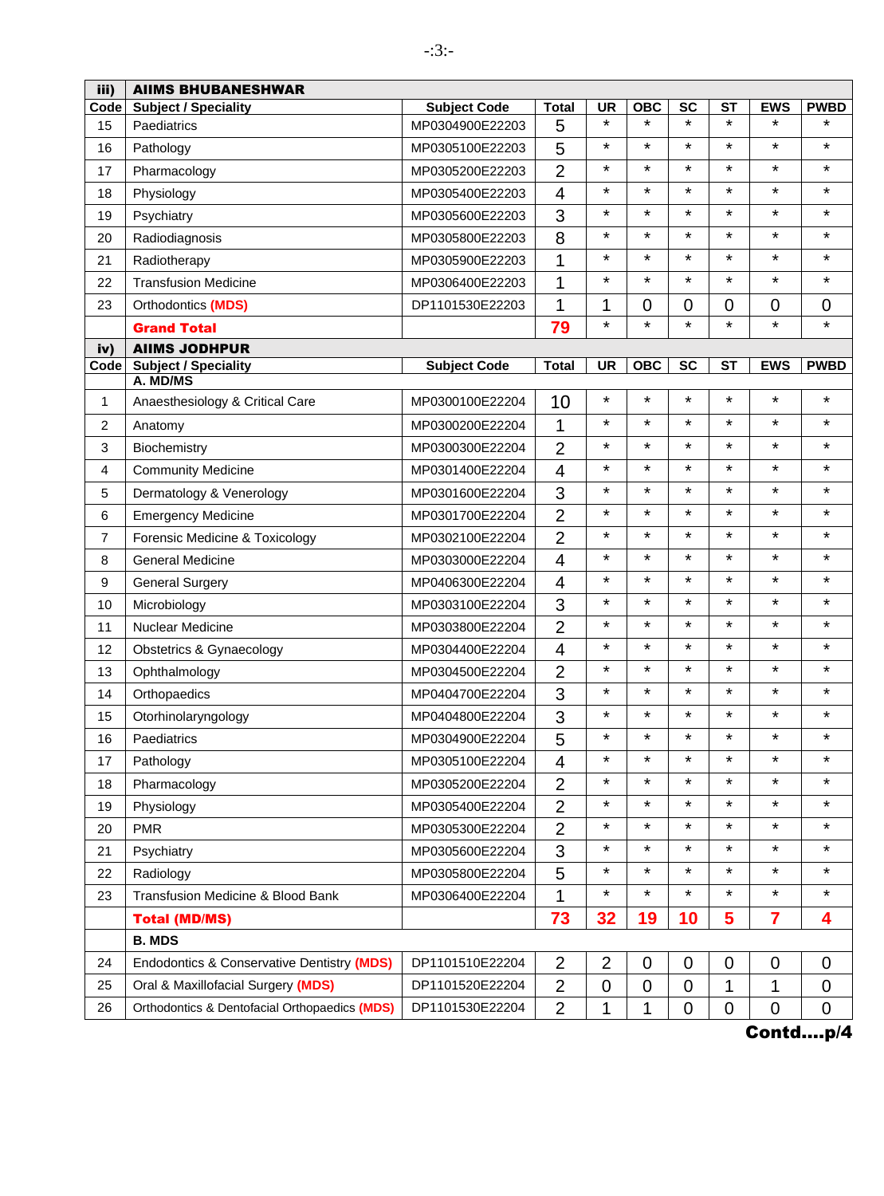| iii) | AIIMS BHUBANESHWAR | | | | | | | | |
|---|---|---|---|---|---|---|---|---|---|
| Code | Subject / Speciality | Subject Code | Total | UR | OBC | SC | ST | EWS | PWBD |
| 15 | Paediatrics | MP0304900E22203 | 5 | * | * | * | * | * | * |
| 16 | Pathology | MP0305100E22203 | 5 | * | * | * | * | * | * |
| 17 | Pharmacology | MP0305200E22203 | 2 | * | * | * | * | * | * |
| 18 | Physiology | MP0305400E22203 | 4 | * | * | * | * | * | * |
| 19 | Psychiatry | MP0305600E22203 | 3 | * | * | * | * | * | * |
| 20 | Radiodiagnosis | MP0305800E22203 | 8 | * | * | * | * | * | * |
| 21 | Radiotherapy | MP0305900E22203 | 1 | * | * | * | * | * | * |
| 22 | Transfusion Medicine | MP0306400E22203 | 1 | * | * | * | * | * | * |
| 23 | Orthodontics (MDS) | DP1101530E22203 | 1 | 1 | 0 | 0 | 0 | 0 | 0 |
| | **Grand Total** | | **79** | * | * | * | * | * | * |

| iv) | AIIMS JODHPUR | | | | | | | | |
|---|---|---|---|---|---|---|---|---|---|
| Code | Subject / Speciality | Subject Code | Total | UR | OBC | SC | ST | EWS | PWBD |
| | **A. MD/MS** | | | | | | | | |
| 1 | Anaesthesiology & Critical Care | MP0300100E22204 | 10 | * | * | * | * | * | * |
| 2 | Anatomy | MP0300200E22204 | 1 | * | * | * | * | * | * |
| 3 | Biochemistry | MP0300300E22204 | 2 | * | * | * | * | * | * |
| 4 | Community Medicine | MP0301400E22204 | 4 | * | * | * | * | * | * |
| 5 | Dermatology & Venerology | MP0301600E22204 | 3 | * | * | * | * | * | * |
| 6 | Emergency Medicine | MP0301700E22204 | 2 | * | * | * | * | * | * |
| 7 | Forensic Medicine & Toxicology | MP0302100E22204 | 2 | * | * | * | * | * | * |
| 8 | General Medicine | MP0303000E22204 | 4 | * | * | * | * | * | * |
| 9 | General Surgery | MP0406300E22204 | 4 | * | * | * | * | * | * |
| 10 | Microbiology | MP0303100E22204 | 3 | * | * | * | * | * | * |
| 11 | Nuclear Medicine | MP0303800E22204 | 2 | * | * | * | * | * | * |
| 12 | Obstetrics & Gynaecology | MP0304400E22204 | 4 | * | * | * | * | * | * |
| 13 | Ophthalmology | MP0304500E22204 | 2 | * | * | * | * | * | * |
| 14 | Orthopaedics | MP0404700E22204 | 3 | * | * | * | * | * | * |
| 15 | Otorhinolaryngology | MP0404800E22204 | 3 | * | * | * | * | * | * |
| 16 | Paediatrics | MP0304900E22204 | 5 | * | * | * | * | * | * |
| 17 | Pathology | MP0305100E22204 | 4 | * | * | * | * | * | * |
| 18 | Pharmacology | MP0305200E22204 | 2 | * | * | * | * | * | * |
| 19 | Physiology | MP0305400E22204 | 2 | * | * | * | * | * | * |
| 20 | PMR | MP0305300E22204 | 2 | * | * | * | * | * | * |
| 21 | Psychiatry | MP0305600E22204 | 3 | * | * | * | * | * | * |
| 22 | Radiology | MP0305800E22204 | 5 | * | * | * | * | * | * |
| 23 | Transfusion Medicine & Blood Bank | MP0306400E22204 | 1 | * | * | * | * | * | * |
| | **Total (MD/MS)** | | **73** | **32** | **19** | **10** | **5** | **7** | **4** |
| | **B. MDS** | | | | | | | | |
| 24 | Endodontics & Conservative Dentistry (MDS) | DP1101510E22204 | 2 | 2 | 0 | 0 | 0 | 0 | 0 |
| 25 | Oral & Maxillofacial Surgery (MDS) | DP1101520E22204 | 2 | 0 | 0 | 0 | 1 | 1 | 0 |
| 26 | Orthodontics & Dentofacial Orthopaedics (MDS) | DP1101530E22204 | 2 | 1 | 1 | 0 | 0 | 0 | 0 |

**Contd....p/4**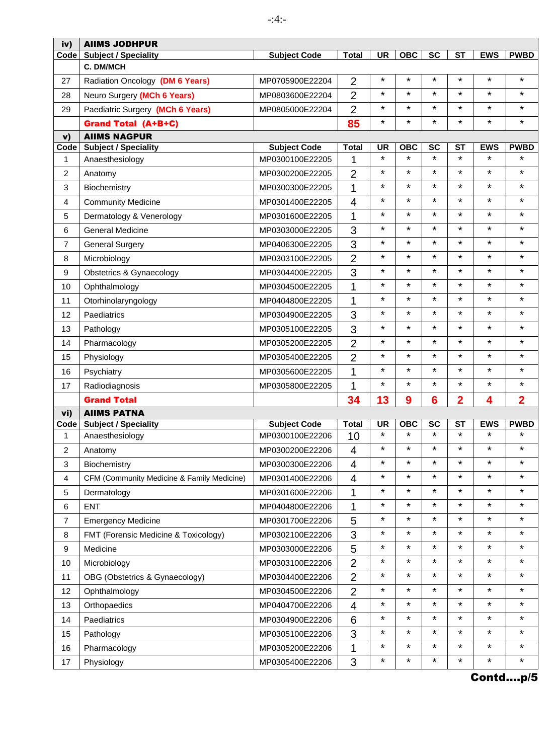| iv) | AIIMS JODHPUR | | | | | | | | |
|---|---|---|---|---|---|---|---|---|---|
| Code | Subject / Speciality | Subject Code | Total | UR | OBC | SC | ST | EWS | PWBD |
| | C. DM/MCH | | | | | | | | |
| 27 | Radiation Oncology **(DM 6 Years)** | MP0705900E22204 | 2 | * | * | * | * | * | * |
| 28 | Neuro Surgery **(MCh 6 Years)** | MP0803600E22204 | 2 | * | * | * | * | * | * |
| 29 | Paediatric Surgery **(MCh 6 Years)** | MP0805000E22204 | 2 | * | * | * | * | * | * |
| | **Grand Total (A+B+C)** | | **85** | * | * | * | * | * | * |

| v) | AIIMS NAGPUR | | | | | | | | |
|---|---|---|---|---|---|---|---|---|---|
| Code | Subject / Speciality | Subject Code | Total | UR | OBC | SC | ST | EWS | PWBD |
| 1 | Anaesthesiology | MP0300100E22205 | 1 | * | * | * | * | * | * |
| 2 | Anatomy | MP0300200E22205 | 2 | * | * | * | * | * | * |
| 3 | Biochemistry | MP0300300E22205 | 1 | * | * | * | * | * | * |
| 4 | Community Medicine | MP0301400E22205 | 4 | * | * | * | * | * | * |
| 5 | Dermatology & Venerology | MP0301600E22205 | 1 | * | * | * | * | * | * |
| 6 | General Medicine | MP0303000E22205 | 3 | * | * | * | * | * | * |
| 7 | General Surgery | MP0406300E22205 | 3 | * | * | * | * | * | * |
| 8 | Microbiology | MP0303100E22205 | 2 | * | * | * | * | * | * |
| 9 | Obstetrics & Gynaecology | MP0304400E22205 | 3 | * | * | * | * | * | * |
| 10 | Ophthalmology | MP0304500E22205 | 1 | * | * | * | * | * | * |
| 11 | Otorhinolaryngology | MP0404800E22205 | 1 | * | * | * | * | * | * |
| 12 | Paediatrics | MP0304900E22205 | 3 | * | * | * | * | * | * |
| 13 | Pathology | MP0305100E22205 | 3 | * | * | * | * | * | * |
| 14 | Pharmacology | MP0305200E22205 | 2 | * | * | * | * | * | * |
| 15 | Physiology | MP0305400E22205 | 2 | * | * | * | * | * | * |
| 16 | Psychiatry | MP0305600E22205 | 1 | * | * | * | * | * | * |
| 17 | Radiodiagnosis | MP0305800E22205 | 1 | * | * | * | * | * | * |
| | **Grand Total** | | **34** | **13** | **9** | **6** | **2** | **4** | **2** |

| vi) | AIIMS PATNA | | | | | | | | |
|---|---|---|---|---|---|---|---|---|---|
| Code | Subject / Speciality | Subject Code | Total | UR | OBC | SC | ST | EWS | PWBD |
| 1 | Anaesthesiology | MP0300100E22206 | 10 | * | * | * | * | * | * |
| 2 | Anatomy | MP0300200E22206 | 4 | * | * | * | * | * | * |
| 3 | Biochemistry | MP0300300E22206 | 4 | * | * | * | * | * | * |
| 4 | CFM (Community Medicine & Family Medicine) | MP0301400E22206 | 4 | * | * | * | * | * | * |
| 5 | Dermatology | MP0301600E22206 | 1 | * | * | * | * | * | * |
| 6 | ENT | MP0404800E22206 | 1 | * | * | * | * | * | * |
| 7 | Emergency Medicine | MP0301700E22206 | 5 | * | * | * | * | * | * |
| 8 | FMT (Forensic Medicine & Toxicology) | MP0302100E22206 | 3 | * | * | * | * | * | * |
| 9 | Medicine | MP0303000E22206 | 5 | * | * | * | * | * | * |
| 10 | Microbiology | MP0303100E22206 | 2 | * | * | * | * | * | * |
| 11 | OBG (Obstetrics & Gynaecology) | MP0304400E22206 | 2 | * | * | * | * | * | * |
| 12 | Ophthalmology | MP0304500E22206 | 2 | * | * | * | * | * | * |
| 13 | Orthopaedics | MP0404700E22206 | 4 | * | * | * | * | * | * |
| 14 | Paediatrics | MP0304900E22206 | 6 | * | * | * | * | * | * |
| 15 | Pathology | MP0305100E22206 | 3 | * | * | * | * | * | * |
| 16 | Pharmacology | MP0305200E22206 | 1 | * | * | * | * | * | * |
| 17 | Physiology | MP0305400E22206 | 3 | * | * | * | * | * | * |

**Contd….p/5**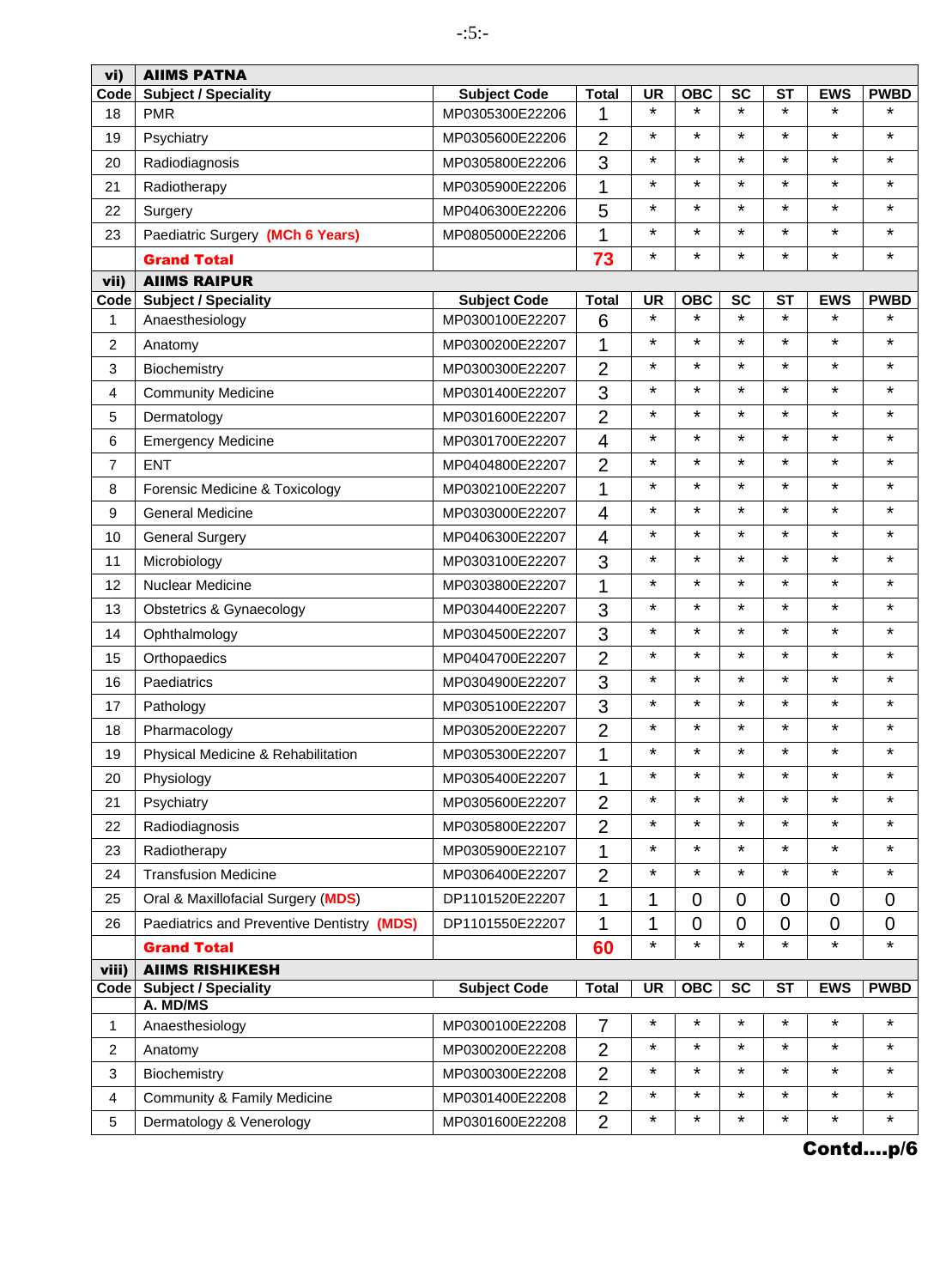| vi) | AIIMS PATNA | | | | | | | | |
|---|---|---|---|---|---|---|---|---|---|
| Code | Subject / Speciality | Subject Code | Total | UR | OBC | SC | ST | EWS | PWBD |
| 18 | PMR | MP0305300E22206 | 1 | * | * | * | * | * | * |
| 19 | Psychiatry | MP0305600E22206 | 2 | * | * | * | * | * | * |
| 20 | Radiodiagnosis | MP0305800E22206 | 3 | * | * | * | * | * | * |
| 21 | Radiotherapy | MP0305900E22206 | 1 | * | * | * | * | * | * |
| 22 | Surgery | MP0406300E22206 | 5 | * | * | * | * | * | * |
| 23 | Paediatric Surgery **(MCh 6 Years)** | MP0805000E22206 | 1 | * | * | * | * | * | * |
| | **Grand Total** | | **73** | * | * | * | * | * | * |

| vii) | AIIMS RAIPUR | | | | | | | | |
|---|---|---|---|---|---|---|---|---|---|
| Code | Subject / Speciality | Subject Code | Total | UR | OBC | SC | ST | EWS | PWBD |
| 1 | Anaesthesiology | MP0300100E22207 | 6 | * | * | * | * | * | * |
| 2 | Anatomy | MP0300200E22207 | 1 | * | * | * | * | * | * |
| 3 | Biochemistry | MP0300300E22207 | 2 | * | * | * | * | * | * |
| 4 | Community Medicine | MP0301400E22207 | 3 | * | * | * | * | * | * |
| 5 | Dermatology | MP0301600E22207 | 2 | * | * | * | * | * | * |
| 6 | Emergency Medicine | MP0301700E22207 | 4 | * | * | * | * | * | * |
| 7 | ENT | MP0404800E22207 | 2 | * | * | * | * | * | * |
| 8 | Forensic Medicine & Toxicology | MP0302100E22207 | 1 | * | * | * | * | * | * |
| 9 | General Medicine | MP0303000E22207 | 4 | * | * | * | * | * | * |
| 10 | General Surgery | MP0406300E22207 | 4 | * | * | * | * | * | * |
| 11 | Microbiology | MP0303100E22207 | 3 | * | * | * | * | * | * |
| 12 | Nuclear Medicine | MP0303800E22207 | 1 | * | * | * | * | * | * |
| 13 | Obstetrics & Gynaecology | MP0304400E22207 | 3 | * | * | * | * | * | * |
| 14 | Ophthalmology | MP0304500E22207 | 3 | * | * | * | * | * | * |
| 15 | Orthopaedics | MP0404700E22207 | 2 | * | * | * | * | * | * |
| 16 | Paediatrics | MP0304900E22207 | 3 | * | * | * | * | * | * |
| 17 | Pathology | MP0305100E22207 | 3 | * | * | * | * | * | * |
| 18 | Pharmacology | MP0305200E22207 | 2 | * | * | * | * | * | * |
| 19 | Physical Medicine & Rehabilitation | MP0305300E22207 | 1 | * | * | * | * | * | * |
| 20 | Physiology | MP0305400E22207 | 1 | * | * | * | * | * | * |
| 21 | Psychiatry | MP0305600E22207 | 2 | * | * | * | * | * | * |
| 22 | Radiodiagnosis | MP0305800E22207 | 2 | * | * | * | * | * | * |
| 23 | Radiotherapy | MP0305900E22107 | 1 | * | * | * | * | * | * |
| 24 | Transfusion Medicine | MP0306400E22207 | 2 | * | * | * | * | * | * |
| 25 | Oral & Maxillofacial Surgery (**MDS**) | DP1101520E22207 | 1 | 1 | 0 | 0 | 0 | 0 | 0 |
| 26 | Paediatrics and Preventive Dentistry **(MDS)** | DP1101550E22207 | 1 | 1 | 0 | 0 | 0 | 0 | 0 |
| | **Grand Total** | | **60** | * | * | * | * | * | * |

| viii) | AIIMS RISHIKESH | | | | | | | | |
|---|---|---|---|---|---|---|---|---|---|
| Code | Subject / Speciality | Subject Code | Total | UR | OBC | SC | ST | EWS | PWBD |
| | **A. MD/MS** | | | | | | | | |
| 1 | Anaesthesiology | MP0300100E22208 | 7 | * | * | * | * | * | * |
| 2 | Anatomy | MP0300200E22208 | 2 | * | * | * | * | * | * |
| 3 | Biochemistry | MP0300300E22208 | 2 | * | * | * | * | * | * |
| 4 | Community & Family Medicine | MP0301400E22208 | 2 | * | * | * | * | * | * |
| 5 | Dermatology & Venerology | MP0301600E22208 | 2 | * | * | * | * | * | * |

**Contd….p/6**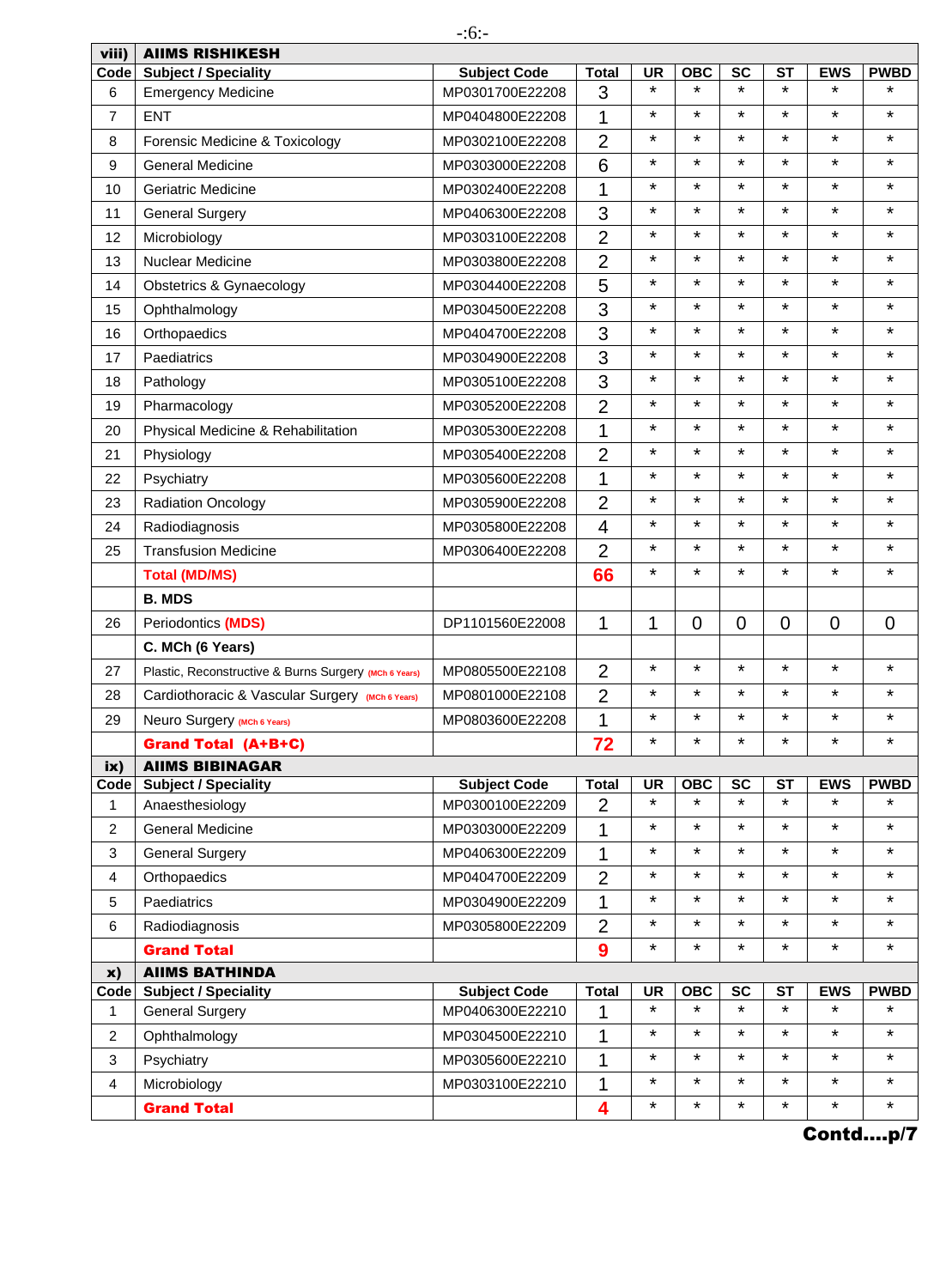| viii) | AIIMS RISHIKESH | | | | | | | | |
|---|---|---|---|---|---|---|---|---|---|
| Code | Subject / Speciality | Subject Code | Total | UR | OBC | SC | ST | EWS | PWBD |
| 6 | Emergency Medicine | MP0301700E22208 | 3 | * | * | * | * | * | * |
| 7 | ENT | MP0404800E22208 | 1 | * | * | * | * | * | * |
| 8 | Forensic Medicine & Toxicology | MP0302100E22208 | 2 | * | * | * | * | * | * |
| 9 | General Medicine | MP0303000E22208 | 6 | * | * | * | * | * | * |
| 10 | Geriatric Medicine | MP0302400E22208 | 1 | * | * | * | * | * | * |
| 11 | General Surgery | MP0406300E22208 | 3 | * | * | * | * | * | * |
| 12 | Microbiology | MP0303100E22208 | 2 | * | * | * | * | * | * |
| 13 | Nuclear Medicine | MP0303800E22208 | 2 | * | * | * | * | * | * |
| 14 | Obstetrics & Gynaecology | MP0304400E22208 | 5 | * | * | * | * | * | * |
| 15 | Ophthalmology | MP0304500E22208 | 3 | * | * | * | * | * | * |
| 16 | Orthopaedics | MP0404700E22208 | 3 | * | * | * | * | * | * |
| 17 | Paediatrics | MP0304900E22208 | 3 | * | * | * | * | * | * |
| 18 | Pathology | MP0305100E22208 | 3 | * | * | * | * | * | * |
| 19 | Pharmacology | MP0305200E22208 | 2 | * | * | * | * | * | * |
| 20 | Physical Medicine & Rehabilitation | MP0305300E22208 | 1 | * | * | * | * | * | * |
| 21 | Physiology | MP0305400E22208 | 2 | * | * | * | * | * | * |
| 22 | Psychiatry | MP0305600E22208 | 1 | * | * | * | * | * | * |
| 23 | Radiation Oncology | MP0305900E22208 | 2 | * | * | * | * | * | * |
| 24 | Radiodiagnosis | MP0305800E22208 | 4 | * | * | * | * | * | * |
| 25 | Transfusion Medicine | MP0306400E22208 | 2 | * | * | * | * | * | * |
| | **Total (MD/MS)** | | **66** | * | * | * | * | * | * |
| | **B. MDS** | | | | | | | | |
| 26 | Periodontics **(MDS)** | DP1101560E22008 | 1 | 1 | 0 | 0 | 0 | 0 | 0 |
| | **C. MCh (6 Years)** | | | | | | | | |
| 27 | Plastic, Reconstructive & Burns Surgery (MCh 6 Years) | MP0805500E22108 | 2 | * | * | * | * | * | * |
| 28 | Cardiothoracic & Vascular Surgery (MCh 6 Years) | MP0801000E22108 | 2 | * | * | * | * | * | * |
| 29 | Neuro Surgery (MCh 6 Years) | MP0803600E22208 | 1 | * | * | * | * | * | * |
| | **Grand Total (A+B+C)** | | **72** | * | * | * | * | * | * |

| ix) | AIIMS BIBINAGAR | | | | | | | | |
|---|---|---|---|---|---|---|---|---|---|
| Code | Subject / Speciality | Subject Code | Total | UR | OBC | SC | ST | EWS | PWBD |
| 1 | Anaesthesiology | MP0300100E22209 | 2 | * | * | * | * | * | * |
| 2 | General Medicine | MP0303000E22209 | 1 | * | * | * | * | * | * |
| 3 | General Surgery | MP0406300E22209 | 1 | * | * | * | * | * | * |
| 4 | Orthopaedics | MP0404700E22209 | 2 | * | * | * | * | * | * |
| 5 | Paediatrics | MP0304900E22209 | 1 | * | * | * | * | * | * |
| 6 | Radiodiagnosis | MP0305800E22209 | 2 | * | * | * | * | * | * |
| | **Grand Total** | | **9** | * | * | * | * | * | * |

| x) | AIIMS BATHINDA | | | | | | | | |
|---|---|---|---|---|---|---|---|---|---|
| Code | Subject / Speciality | Subject Code | Total | UR | OBC | SC | ST | EWS | PWBD |
| 1 | General Surgery | MP0406300E22210 | 1 | * | * | * | * | * | * |
| 2 | Ophthalmology | MP0304500E22210 | 1 | * | * | * | * | * | * |
| 3 | Psychiatry | MP0305600E22210 | 1 | * | * | * | * | * | * |
| 4 | Microbiology | MP0303100E22210 | 1 | * | * | * | * | * | * |
| | **Grand Total** | | **4** | * | * | * | * | * | * |

**Contd....p/7**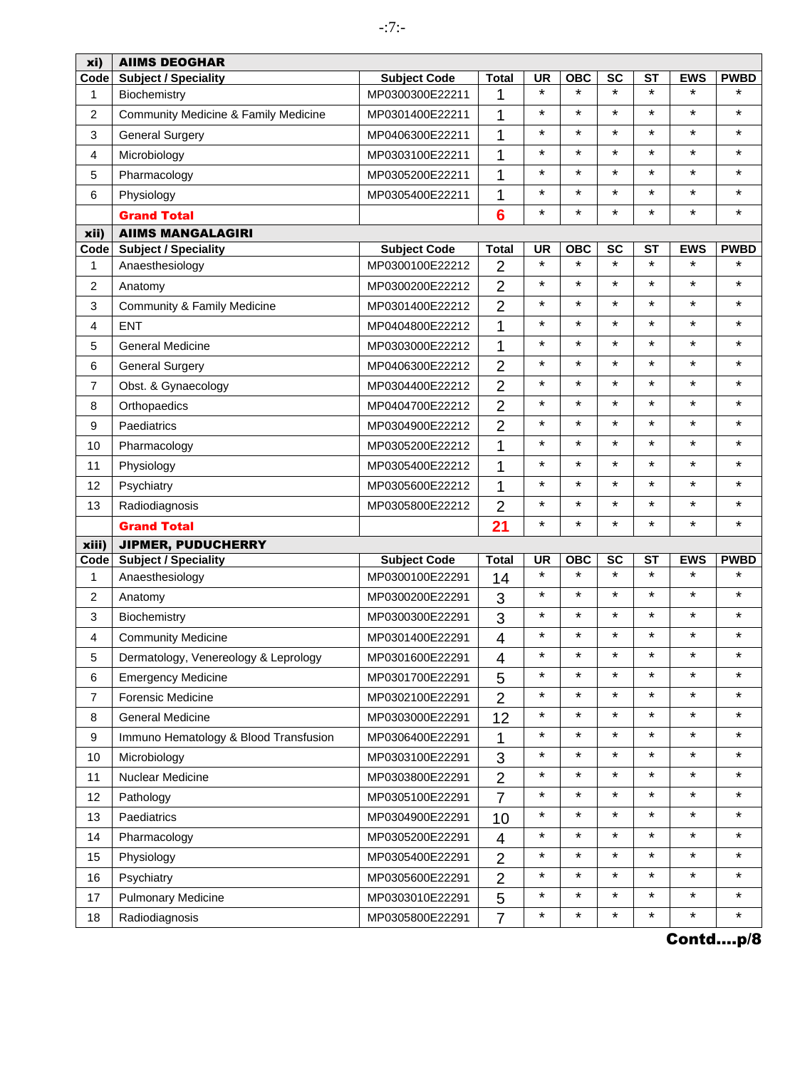| xi) | AIIMS DEOGHAR | | | | | | | | |
|---|---|---|---|---|---|---|---|---|---|
| Code | Subject / Speciality | Subject Code | Total | UR | OBC | SC | ST | EWS | PWBD |
| 1 | Biochemistry | MP0300300E22211 | 1 | * | * | * | * | * | * |
| 2 | Community Medicine & Family Medicine | MP0301400E22211 | 1 | * | * | * | * | * | * |
| 3 | General Surgery | MP0406300E22211 | 1 | * | * | * | * | * | * |
| 4 | Microbiology | MP0303100E22211 | 1 | * | * | * | * | * | * |
| 5 | Pharmacology | MP0305200E22211 | 1 | * | * | * | * | * | * |
| 6 | Physiology | MP0305400E22211 | 1 | * | * | * | * | * | * |
| | **Grand Total** | | **6** | * | * | * | * | * | * |

| xii) | AIIMS MANGALAGIRI | | | | | | | | |
|---|---|---|---|---|---|---|---|---|---|
| Code | Subject / Speciality | Subject Code | Total | UR | OBC | SC | ST | EWS | PWBD |
| 1 | Anaesthesiology | MP0300100E22212 | 2 | * | * | * | * | * | * |
| 2 | Anatomy | MP0300200E22212 | 2 | * | * | * | * | * | * |
| 3 | Community & Family Medicine | MP0301400E22212 | 2 | * | * | * | * | * | * |
| 4 | ENT | MP0404800E22212 | 1 | * | * | * | * | * | * |
| 5 | General Medicine | MP0303000E22212 | 1 | * | * | * | * | * | * |
| 6 | General Surgery | MP0406300E22212 | 2 | * | * | * | * | * | * |
| 7 | Obst. & Gynaecology | MP0304400E22212 | 2 | * | * | * | * | * | * |
| 8 | Orthopaedics | MP0404700E22212 | 2 | * | * | * | * | * | * |
| 9 | Paediatrics | MP0304900E22212 | 2 | * | * | * | * | * | * |
| 10 | Pharmacology | MP0305200E22212 | 1 | * | * | * | * | * | * |
| 11 | Physiology | MP0305400E22212 | 1 | * | * | * | * | * | * |
| 12 | Psychiatry | MP0305600E22212 | 1 | * | * | * | * | * | * |
| 13 | Radiodiagnosis | MP0305800E22212 | 2 | * | * | * | * | * | * |
| | **Grand Total** | | **21** | * | * | * | * | * | * |

| xiii) | JIPMER, PUDUCHERRY | | | | | | | | |
|---|---|---|---|---|---|---|---|---|---|
| Code | Subject / Speciality | Subject Code | Total | UR | OBC | SC | ST | EWS | PWBD |
| 1 | Anaesthesiology | MP0300100E22291 | 14 | * | * | * | * | * | * |
| 2 | Anatomy | MP0300200E22291 | 3 | * | * | * | * | * | * |
| 3 | Biochemistry | MP0300300E22291 | 3 | * | * | * | * | * | * |
| 4 | Community Medicine | MP0301400E22291 | 4 | * | * | * | * | * | * |
| 5 | Dermatology, Venereology & Leprology | MP0301600E22291 | 4 | * | * | * | * | * | * |
| 6 | Emergency Medicine | MP0301700E22291 | 5 | * | * | * | * | * | * |
| 7 | Forensic Medicine | MP0302100E22291 | 2 | * | * | * | * | * | * |
| 8 | General Medicine | MP0303000E22291 | 12 | * | * | * | * | * | * |
| 9 | Immuno Hematology & Blood Transfusion | MP0306400E22291 | 1 | * | * | * | * | * | * |
| 10 | Microbiology | MP0303100E22291 | 3 | * | * | * | * | * | * |
| 11 | Nuclear Medicine | MP0303800E22291 | 2 | * | * | * | * | * | * |
| 12 | Pathology | MP0305100E22291 | 7 | * | * | * | * | * | * |
| 13 | Paediatrics | MP0304900E22291 | 10 | * | * | * | * | * | * |
| 14 | Pharmacology | MP0305200E22291 | 4 | * | * | * | * | * | * |
| 15 | Physiology | MP0305400E22291 | 2 | * | * | * | * | * | * |
| 16 | Psychiatry | MP0305600E22291 | 2 | * | * | * | * | * | * |
| 17 | Pulmonary Medicine | MP0303010E22291 | 5 | * | * | * | * | * | * |
| 18 | Radiodiagnosis | MP0305800E22291 | 7 | * | * | * | * | * | * |

**Contd….p/8**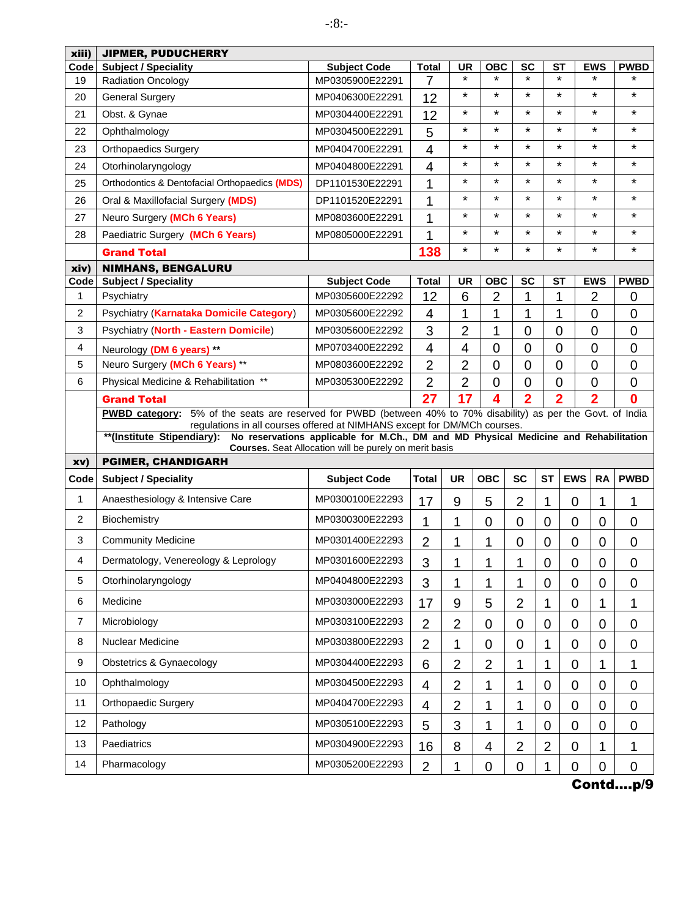| xiii) | JIPMER, PUDUCHERRY | | | | | | | | |
|---|---|---|---|---|---|---|---|---|---|
| Code | Subject / Speciality | Subject Code | Total | UR | OBC | SC | ST | EWS | PWBD |
| 19 | Radiation Oncology | MP0305900E22291 | 7 | * | * | * | * | * | * |
| 20 | General Surgery | MP0406300E22291 | 12 | * | * | * | * | * | * |
| 21 | Obst. & Gynae | MP0304400E22291 | 12 | * | * | * | * | * | * |
| 22 | Ophthalmology | MP0304500E22291 | 5 | * | * | * | * | * | * |
| 23 | Orthopaedics Surgery | MP0404700E22291 | 4 | * | * | * | * | * | * |
| 24 | Otorhinolaryngology | MP0404800E22291 | 4 | * | * | * | * | * | * |
| 25 | Orthodontics & Dentofacial Orthopaedics **(MDS)** | DP1101530E22291 | 1 | * | * | * | * | * | * |
| 26 | Oral & Maxillofacial Surgery **(MDS)** | DP1101520E22291 | 1 | * | * | * | * | * | * |
| 27 | Neuro Surgery **(MCh 6 Years)** | MP0803600E22291 | 1 | * | * | * | * | * | * |
| 28 | Paediatric Surgery **(MCh 6 Years)** | MP0805000E22291 | 1 | * | * | * | * | * | * |
| | **Grand Total** | | **138** | * | * | * | * | * | * |

| xiv) | NIMHANS, BENGALURU | | | | | | | | |
|---|---|---|---|---|---|---|---|---|---|
| Code | Subject / Speciality | Subject Code | Total | UR | OBC | SC | ST | EWS | PWBD |
| 1 | Psychiatry | MP0305600E22292 | 12 | 6 | 2 | 1 | 1 | 2 | 0 |
| 2 | Psychiatry (**Karnataka Domicile Category**) | MP0305600E22292 | 4 | 1 | 1 | 1 | 1 | 0 | 0 |
| 3 | Psychiatry (**North - Eastern Domicile**) | MP0305600E22292 | 3 | 2 | 1 | 0 | 0 | 0 | 0 |
| 4 | Neurology **(DM 6 years) ** ** | MP0703400E22292 | 4 | 4 | 0 | 0 | 0 | 0 | 0 |
| 5 | Neuro Surgery **(MCh 6 Years)** ** | MP0803600E22292 | 2 | 2 | 0 | 0 | 0 | 0 | 0 |
| 6 | Physical Medicine & Rehabilitation ** | MP0305300E22292 | 2 | 2 | 0 | 0 | 0 | 0 | 0 |
| | **Grand Total** | | **27** | **17** | **4** | **2** | **2** | **2** | **0** |

**PWBD category**: 5% of the seats are reserved for PWBD (between 40% to 70% disability) as per the Govt. of India regulations in all courses offered at NIMHANS except for DM/MCh courses.

****(Institute Stipendiary)**: **No reservations applicable for M.Ch., DM and MD Physical Medicine and Rehabilitation Courses.** Seat Allocation will be purely on merit basis

| xv) | PGIMER, CHANDIGARH | | | | | | | | | |
|---|---|---|---|---|---|---|---|---|---|---|
| Code | Subject / Speciality | Subject Code | Total | UR | OBC | SC | ST | EWS | RA | PWBD |
| 1 | Anaesthesiology & Intensive Care | MP0300100E22293 | 17 | 9 | 5 | 2 | 1 | 0 | 1 | 1 |
| 2 | Biochemistry | MP0300300E22293 | 1 | 1 | 0 | 0 | 0 | 0 | 0 | 0 |
| 3 | Community Medicine | MP0301400E22293 | 2 | 1 | 1 | 0 | 0 | 0 | 0 | 0 |
| 4 | Dermatology, Venereology & Leprology | MP0301600E22293 | 3 | 1 | 1 | 1 | 0 | 0 | 0 | 0 |
| 5 | Otorhinolaryngology | MP0404800E22293 | 3 | 1 | 1 | 1 | 0 | 0 | 0 | 0 |
| 6 | Medicine | MP0303000E22293 | 17 | 9 | 5 | 2 | 1 | 0 | 1 | 1 |
| 7 | Microbiology | MP0303100E22293 | 2 | 2 | 0 | 0 | 0 | 0 | 0 | 0 |
| 8 | Nuclear Medicine | MP0303800E22293 | 2 | 1 | 0 | 0 | 1 | 0 | 0 | 0 |
| 9 | Obstetrics & Gynaecology | MP0304400E22293 | 6 | 2 | 2 | 1 | 1 | 0 | 1 | 1 |
| 10 | Ophthalmology | MP0304500E22293 | 4 | 2 | 1 | 1 | 0 | 0 | 0 | 0 |
| 11 | Orthopaedic Surgery | MP0404700E22293 | 4 | 2 | 1 | 1 | 0 | 0 | 0 | 0 |
| 12 | Pathology | MP0305100E22293 | 5 | 3 | 1 | 1 | 0 | 0 | 0 | 0 |
| 13 | Paediatrics | MP0304900E22293 | 16 | 8 | 4 | 2 | 2 | 0 | 1 | 1 |
| 14 | Pharmacology | MP0305200E22293 | 2 | 1 | 0 | 0 | 1 | 0 | 0 | 0 |

**Contd....p/9**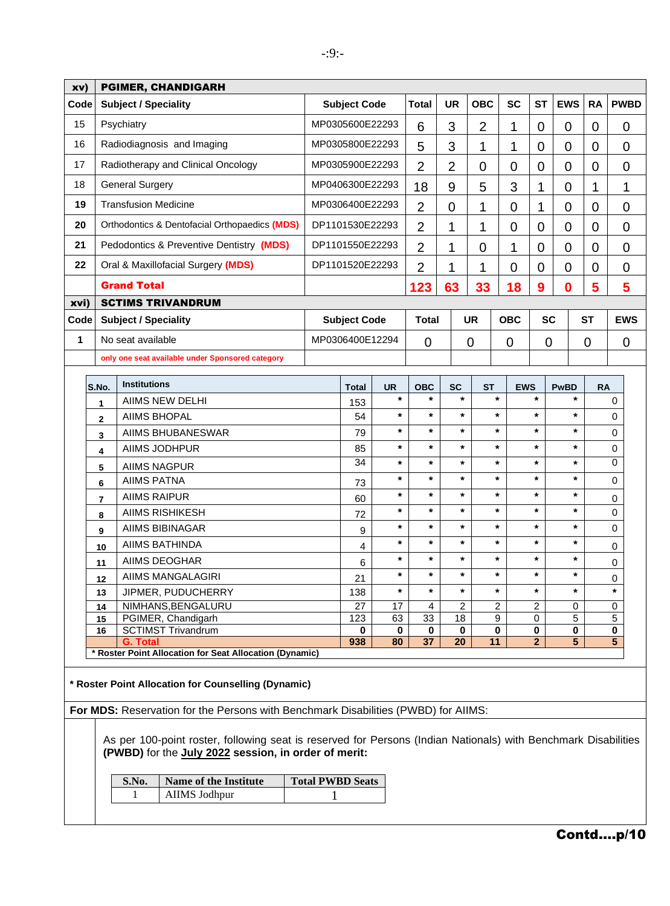| xv) | PGIMER, CHANDIGARH | | | | | | | | | |
|---|---|---|---|---|---|---|---|---|---|---|
| Code | Subject / Speciality | Subject Code | Total | UR | OBC | SC | ST | EWS | RA | PWBD |
| 15 | Psychiatry | MP0305600E22293 | 6 | 3 | 2 | 1 | 0 | 0 | 0 | 0 |
| 16 | Radiodiagnosis and Imaging | MP0305800E22293 | 5 | 3 | 1 | 1 | 0 | 0 | 0 | 0 |
| 17 | Radiotherapy and Clinical Oncology | MP0305900E22293 | 2 | 2 | 0 | 0 | 0 | 0 | 0 | 0 |
| 18 | General Surgery | MP0406300E22293 | 18 | 9 | 5 | 3 | 1 | 0 | 1 | 1 |
| 19 | Transfusion Medicine | MP0306400E22293 | 2 | 0 | 1 | 0 | 1 | 0 | 0 | 0 |
| 20 | Orthodontics & Dentofacial Orthopaedics **(MDS)** | DP1101530E22293 | 2 | 1 | 1 | 0 | 0 | 0 | 0 | 0 |
| 21 | Pedodontics & Preventive Dentistry **(MDS)** | DP1101550E22293 | 2 | 1 | 0 | 1 | 0 | 0 | 0 | 0 |
| 22 | Oral & Maxillofacial Surgery **(MDS)** | DP1101520E22293 | 2 | 1 | 1 | 0 | 0 | 0 | 0 | 0 |
| | **Grand Total** | | **123** | **63** | **33** | **18** | **9** | **0** | **5** | **5** |

| xvi) | SCTIMS TRIVANDRUM | | | | | | | |
|---|---|---|---|---|---|---|---|---|
| Code | Subject / Speciality | Subject Code | Total | UR | OBC | SC | ST | EWS |
| 1 | No seat available | MP0306400E12294 | 0 | 0 | 0 | 0 | 0 | 0 |
| | only one seat available under Sponsored category | | | | | | | |

| S.No. | Institutions | Total | UR | OBC | SC | ST | EWS | PwBD | RA |
|---|---|---|---|---|---|---|---|---|---|
| 1 | AIIMS NEW DELHI | 153 | * | * | * | * | * | * | 0 |
| 2 | AIIMS BHOPAL | 54 | * | * | * | * | * | * | 0 |
| 3 | AIIMS BHUBANESWAR | 79 | * | * | * | * | * | * | 0 |
| 4 | AIIMS JODHPUR | 85 | * | * | * | * | * | * | 0 |
| 5 | AIIMS NAGPUR | 34 | * | * | * | * | * | * | 0 |
| 6 | AIIMS PATNA | 73 | * | * | * | * | * | * | 0 |
| 7 | AIIMS RAIPUR | 60 | * | * | * | * | * | * | 0 |
| 8 | AIIMS RISHIKESH | 72 | * | * | * | * | * | * | 0 |
| 9 | AIIMS BIBINAGAR | 9 | * | * | * | * | * | * | 0 |
| 10 | AIIMS BATHINDA | 4 | * | * | * | * | * | * | 0 |
| 11 | AIIMS DEOGHAR | 6 | * | * | * | * | * | * | 0 |
| 12 | AIIMS MANGALAGIRI | 21 | * | * | * | * | * | * | 0 |
| 13 | JIPMER, PUDUCHERRY | 138 | * | * | * | * | * | * | * |
| 14 | NIMHANS,BENGALURU | 27 | 17 | 4 | 2 | 2 | 2 | 0 | 0 |
| 15 | PGIMER, Chandigarh | 123 | 63 | 33 | 18 | 9 | 0 | 5 | 5 |
| 16 | SCTIMST Trivandrum | 0 | 0 | 0 | 0 | 0 | 0 | 0 | 0 |
| | **G. Total** | **938** | **80** | **37** | **20** | **11** | **2** | **5** | **5** |

**\* Roster Point Allocation for Seat Allocation (Dynamic)**

**\* Roster Point Allocation for Counselling (Dynamic)**

**For MDS:** Reservation for the Persons with Benchmark Disabilities (PWBD) for AIIMS:

As per 100-point roster, following seat is reserved for Persons (Indian Nationals) with Benchmark Disabilities **(PWBD)** for the **July 2022** **session, in order of merit:**

| S.No. | Name of the Institute | Total PWBD Seats |
|---|---|---|
| 1 | AIIMS Jodhpur | 1 |

**Contd….p/10**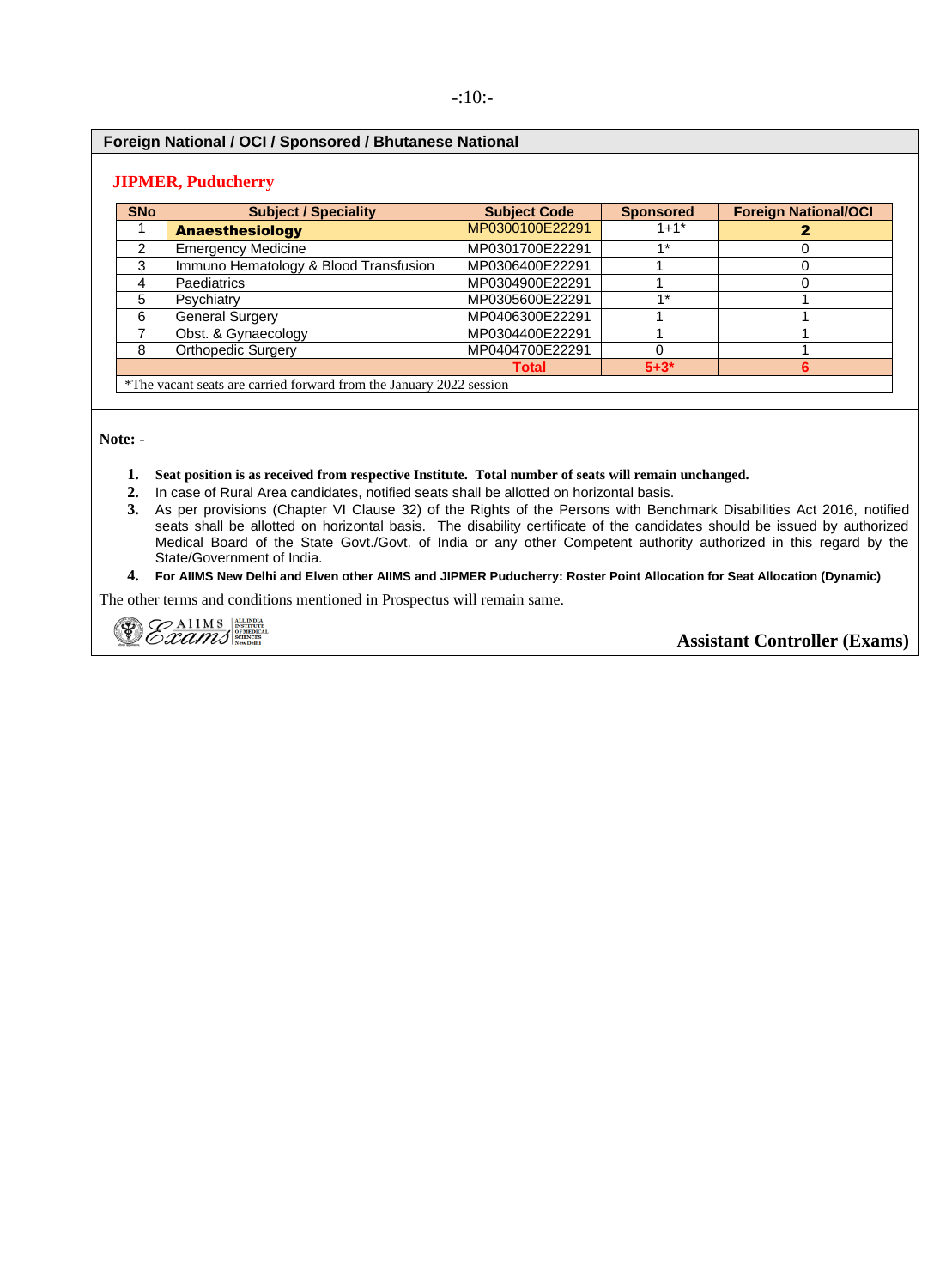## Foreign National / OCI / Sponsored / Bhutanese National

### JIPMER, Puducherry

| SNo | Subject / Speciality | Subject Code | Sponsored | Foreign National/OCI |
|---|---|---|---|---|
| 1 | **Anaesthesiology** | MP0300100E22291 | 1+1* | **2** |
| 2 | Emergency Medicine | MP0301700E22291 | 1* | 0 |
| 3 | Immuno Hematology & Blood Transfusion | MP0306400E22291 | 1 | 0 |
| 4 | Paediatrics | MP0304900E22291 | 1 | 0 |
| 5 | Psychiatry | MP0305600E22291 | 1* | 1 |
| 6 | General Surgery | MP0406300E22291 | 1 | 1 |
| 7 | Obst. & Gynaecology | MP0304400E22291 | 1 | 1 |
| 8 | Orthopedic Surgery | MP0404700E22291 | 0 | 1 |
| | | **Total** | **5+3*** | **6** |

*The vacant seats are carried forward from the January 2022 session

**Note: -**

1. **Seat position is as received from respective Institute. Total number of seats will remain unchanged.**
2. In case of Rural Area candidates, notified seats shall be allotted on horizontal basis.
3. As per provisions (Chapter VI Clause 32) of the Rights of the Persons with Benchmark Disabilities Act 2016, notified seats shall be allotted on horizontal basis. The disability certificate of the candidates should be issued by authorized Medical Board of the State Govt./Govt. of India or any other Competent authority authorized in this regard by the State/Government of India.
4. **For AIIMS New Delhi and Elven other AIIMS and JIPMER Puducherry: Roster Point Allocation for Seat Allocation (Dynamic)**

The other terms and conditions mentioned in Prospectus will remain same.

**Assistant Controller (Exams)**